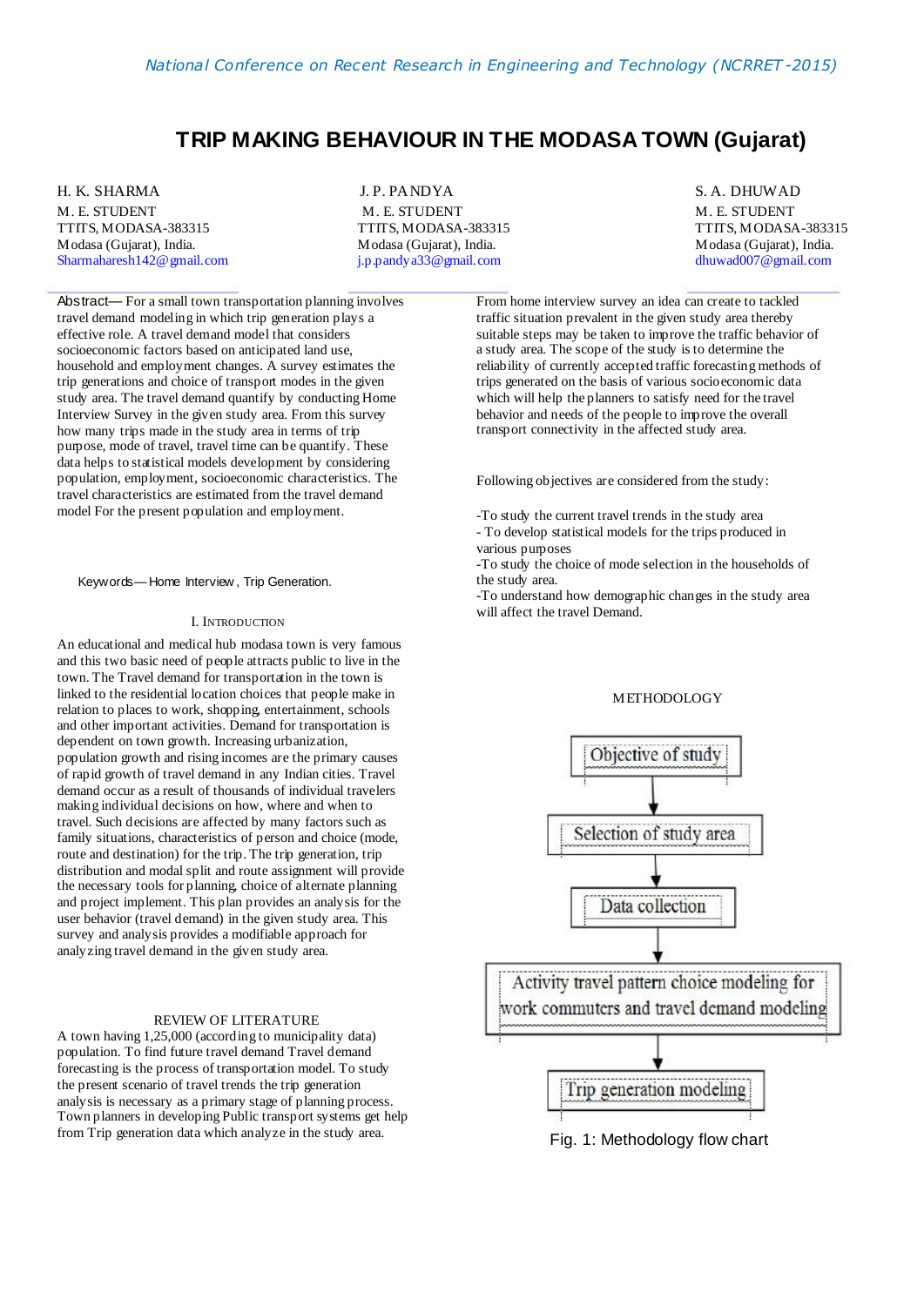# TRIP MAKING BEHAVIOUR IN THE MODASA TOWN (Gujarat)

H. K. SHARMA
M. E. STUDENT
TTITS, MODASA-383315
Modasa (Gujarat), India.
Sharmaharesh142@gmail.com

J. P. PANDYA
M. E. STUDENT
TTITS, MODASA-383315
Modasa (Gujarat), India.
j.p.pandya33@gmail.com

S. A. DHUWAD
M. E. STUDENT
TTITS, MODASA-383315
Modasa (Gujarat), India.
dhuwad007@gmail.com

*Abstract*— For a small town transportation planning involves travel demand modeling in which trip generation plays a effective role. A travel demand model that considers socioeconomic factors based on anticipated land use, household and employment changes. A survey estimates the trip generations and choice of transport modes in the given study area. The travel demand quantify by conducting Home Interview Survey in the given study area. From this survey how many trips made in the study area in terms of trip purpose, mode of travel, travel time can be quantify. These data helps to statistical models development by considering population, employment, socioeconomic characteristics. The travel characteristics are estimated from the travel demand model For the present population and employment.

*Keywords*—Home Interview, Trip Generation.

## I. Introduction

An educational and medical hub modasa town is very famous and this two basic need of people attracts public to live in the town. The Travel demand for transportation in the town is linked to the residential location choices that people make in relation to places to work, shopping, entertainment, schools and other important activities. Demand for transportation is dependent on town growth. Increasing urbanization, population growth and rising incomes are the primary causes of rapid growth of travel demand in any Indian cities. Travel demand occur as a result of thousands of individual travelers making individual decisions on how, where and when to travel. Such decisions are affected by many factors such as family situations, characteristics of person and choice (mode, route and destination) for the trip. The trip generation, trip distribution and modal split and route assignment will provide the necessary tools for planning, choice of alternate planning and project implement. This plan provides an analysis for the user behavior (travel demand) in the given study area. This survey and analysis provides a modifiable approach for analyzing travel demand in the given study area.

## REVIEW OF LITERATURE

A town having 1,25,000 (according to municipality data) population. To find future travel demand Travel demand forecasting is the process of transportation model. To study the present scenario of travel trends the trip generation analysis is necessary as a primary stage of planning process. Town planners in developing Public transport systems get help from Trip generation data which analyze in the study area.

From home interview survey an idea can create to tackled traffic situation prevalent in the given study area thereby suitable steps may be taken to improve the traffic behavior of a study area. The scope of the study is to determine the reliability of currently accepted traffic forecasting methods of trips generated on the basis of various socioeconomic data which will help the planners to satisfy need for the travel behavior and needs of the people to improve the overall transport connectivity in the affected study area.

Following objectives are considered from the study:

-To study the current travel trends in the study area
- To develop statistical models for the trips produced in various purposes
-To study the choice of mode selection in the households of the study area.
-To understand how demographic changes in the study area will affect the travel Demand.

## METHODOLOGY

Objective of study → Selection of study area → Data collection → Activity travel pattern choice modeling for work commuters and travel demand modeling → Trip generation modeling

Fig. 1: Methodology flow chart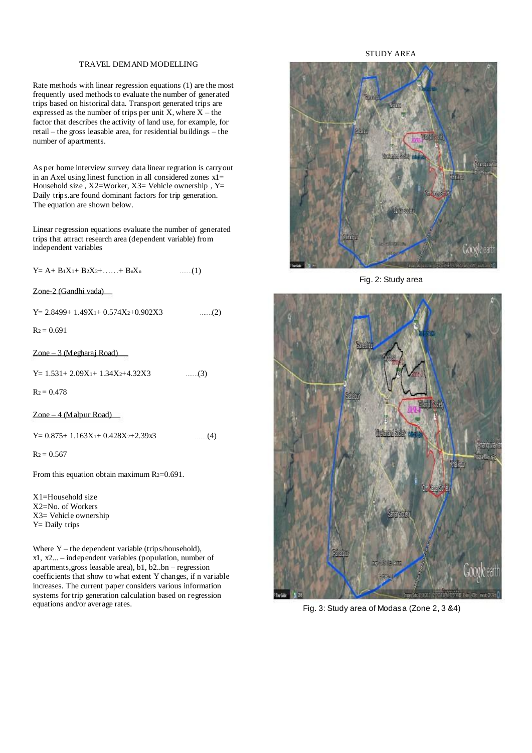## TRAVEL DEMAND AND MODELLING

Rate methods with linear regression equations (1) are the most frequently used methods to evaluate the number of generated trips based on historical data. Transport generated trips are expressed as the number of trips per unit X, where X – the factor that describes the activity of land use, for example, for retail – the gross leasable area, for residential buildings – the number of apartments.

As per home interview survey data linear regration is carryout in an Axel using linest function in all considered zones x1= Household size , X2=Worker, X3= Vehicle ownership , Y= Daily trips.are found dominant factors for trip generation. The equation are shown below.

Linear regression equations evaluate the number of generated trips that attract research area (dependent variable) from independent variables

$$Y= A+ B_1X_1+ B_2X_2+\ldots\ldots+ B_nX_n \qquad \ldots\ldots(1)$$

Zone-2 (Gandhi vada)

$$Y= 2.8499+ 1.49X_1+ 0.574X_2+0.902X3 \qquad \ldots\ldots(2)$$

$R_2 = 0.691$

Zone – 3 (Megharaj Road)

$$Y= 1.531+ 2.09X_1+ 1.34X_2+4.32X3 \qquad \ldots\ldots(3)$$

$R_2 = 0.478$

Zone – 4 (Malpur Road)

$$Y= 0.875+ 1.163X_1+ 0.428X_2+2.39x3 \qquad \ldots\ldots(4)$$

$R_2 = 0.567$

From this equation obtain maximum $R_2$=0.691.

X1=Household size
X2=No. of Workers
X3= Vehicle ownership
Y= Daily trips

Where Y – the dependent variable (trips/household), x1, x2... – independent variables (population, number of apartments,gross leasable area), b1, b2..bn – regression coefficients that show to what extent Y changes, if n variable increases. The current paper considers various information systems for trip generation calculation based on regression equations and/or average rates.

## STUDY AREA

Fig. 2: Study area

Fig. 3: Study area of Modasa (Zone 2, 3 &4)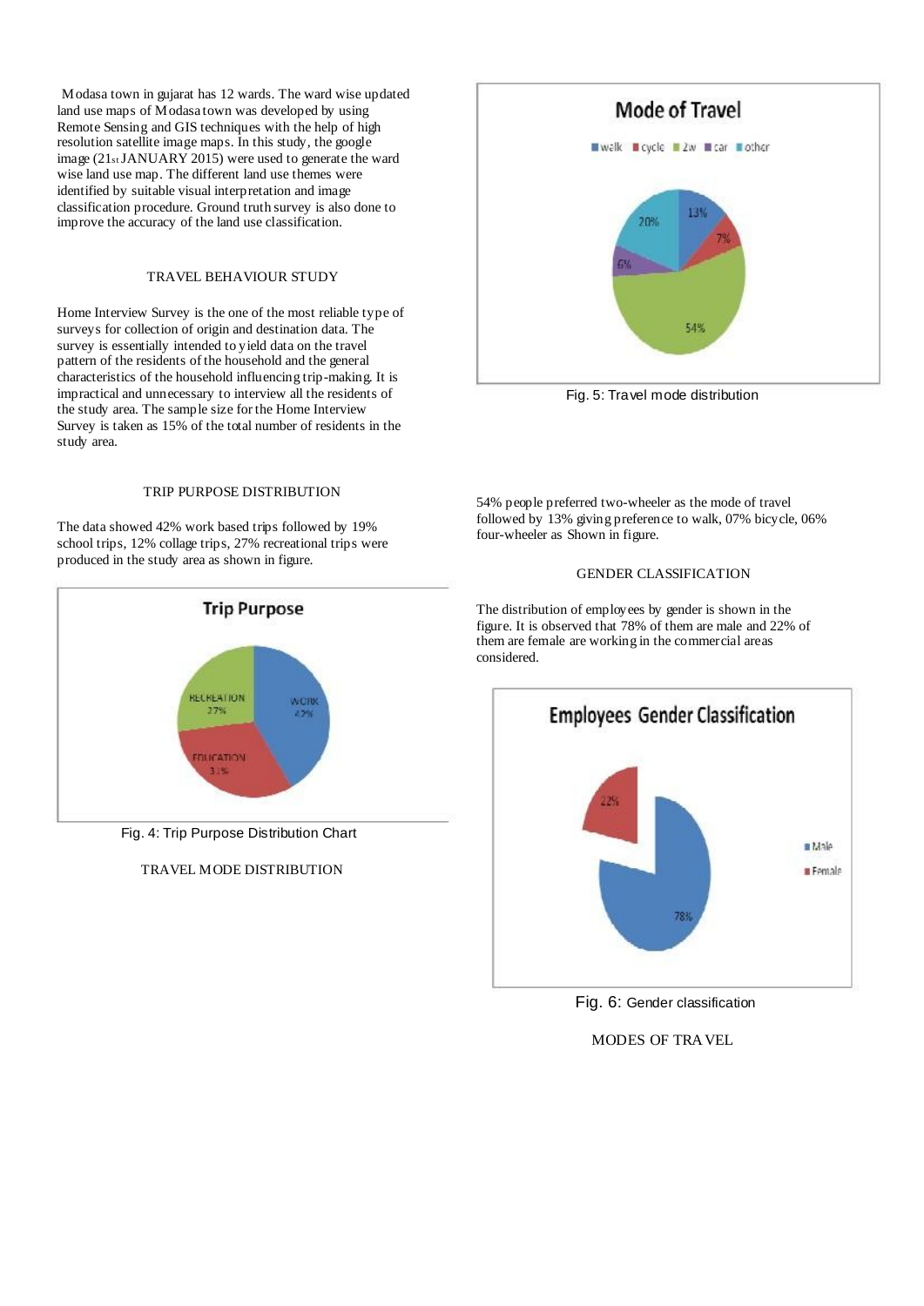Modasa town in gujarat has 12 wards. The ward wise updated land use maps of Modasa town was developed by using Remote Sensing and GIS techniques with the help of high resolution satellite image maps. In this study, the google image (21st JANUARY 2015) were used to generate the ward wise land use map. The different land use themes were identified by suitable visual interpretation and image classification procedure. Ground truth survey is also done to improve the accuracy of the land use classification.

## TRAVEL BEHAVIOUR STUDY

Home Interview Survey is the one of the most reliable type of surveys for collection of origin and destination data. The survey is essentially intended to yield data on the travel pattern of the residents of the household and the general characteristics of the household influencing trip-making. It is impractical and unnecessary to interview all the residents of the study area. The sample size for the Home Interview Survey is taken as 15% of the total number of residents in the study area.

## TRIP PURPOSE DISTRIBUTION

The data showed 42% work based trips followed by 19% school trips, 12% collage trips, 27% recreational trips were produced in the study area as shown in figure.

Fig. 4: Trip Purpose Distribution Chart

## TRAVEL MODE DISTRIBUTION

Fig. 5: Travel mode distribution

54% people preferred two-wheeler as the mode of travel followed by 13% giving preference to walk, 07% bicycle, 06% four-wheeler as Shown in figure.

## GENDER CLASSIFICATION

The distribution of employees by gender is shown in the figure. It is observed that 78% of them are male and 22% of them are female are working in the commercial areas considered.

Fig. 6: Gender classification

## MODES OF TRAVEL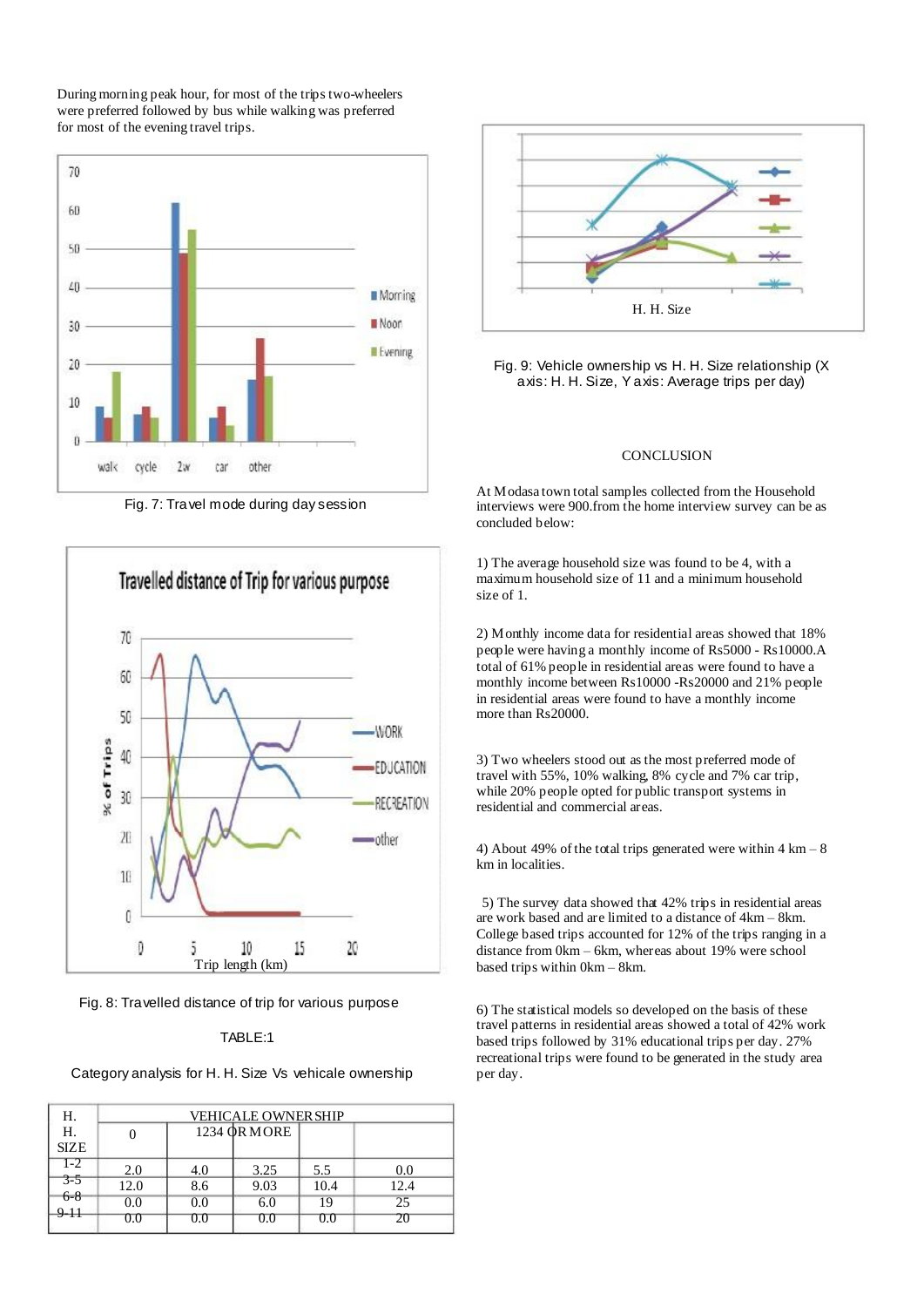During morning peak hour, for most of the trips two-wheelers were preferred followed by bus while walking was preferred for most of the evening travel trips.

Fig. 7: Travel mode during day session

Fig. 8: Travelled distance of trip for various purpose

TABLE:1

Category analysis for H. H. Size Vs vehicale ownership

| H. H. SIZE | VEHICALE OWNERSHIP | | | | |
|---|---|---|---|---|---|
| | 0 | 1234 OR MORE | | | |
| 1-2 | 2.0 | 4.0 | 3.25 | 5.5 | 0.0 |
| 3-5 | 12.0 | 8.6 | 9.03 | 10.4 | 12.4 |
| 6-8 | 0.0 | 0.0 | 6.0 | 19 | 25 |
| 9-11 | 0.0 | 0.0 | 0.0 | 0.0 | 20 |

Fig. 9: Vehicle ownership vs H. H. Size relationship (X axis: H. H. Size, Y axis: Average trips per day)

## CONCLUSION

At Modasa town total samples collected from the Household interviews were 900.from the home interview survey can be as concluded below:

1) The average household size was found to be 4, with a maximum household size of 11 and a minimum household size of 1.

2) Monthly income data for residential areas showed that 18% people were having a monthly income of Rs5000 - Rs10000.A total of 61% people in residential areas were found to have a monthly income between Rs10000 -Rs20000 and 21% people in residential areas were found to have a monthly income more than Rs20000.

3) Two wheelers stood out as the most preferred mode of travel with 55%, 10% walking, 8% cycle and 7% car trip, while 20% people opted for public transport systems in residential and commercial areas.

4) About 49% of the total trips generated were within 4 km – 8 km in localities.

5) The survey data showed that 42% trips in residential areas are work based and are limited to a distance of 4km – 8km. College based trips accounted for 12% of the trips ranging in a distance from 0km – 6km, whereas about 19% were school based trips within 0km – 8km.

6) The statistical models so developed on the basis of these travel patterns in residential areas showed a total of 42% work based trips followed by 31% educational trips per day. 27% recreational trips were found to be generated in the study area per day.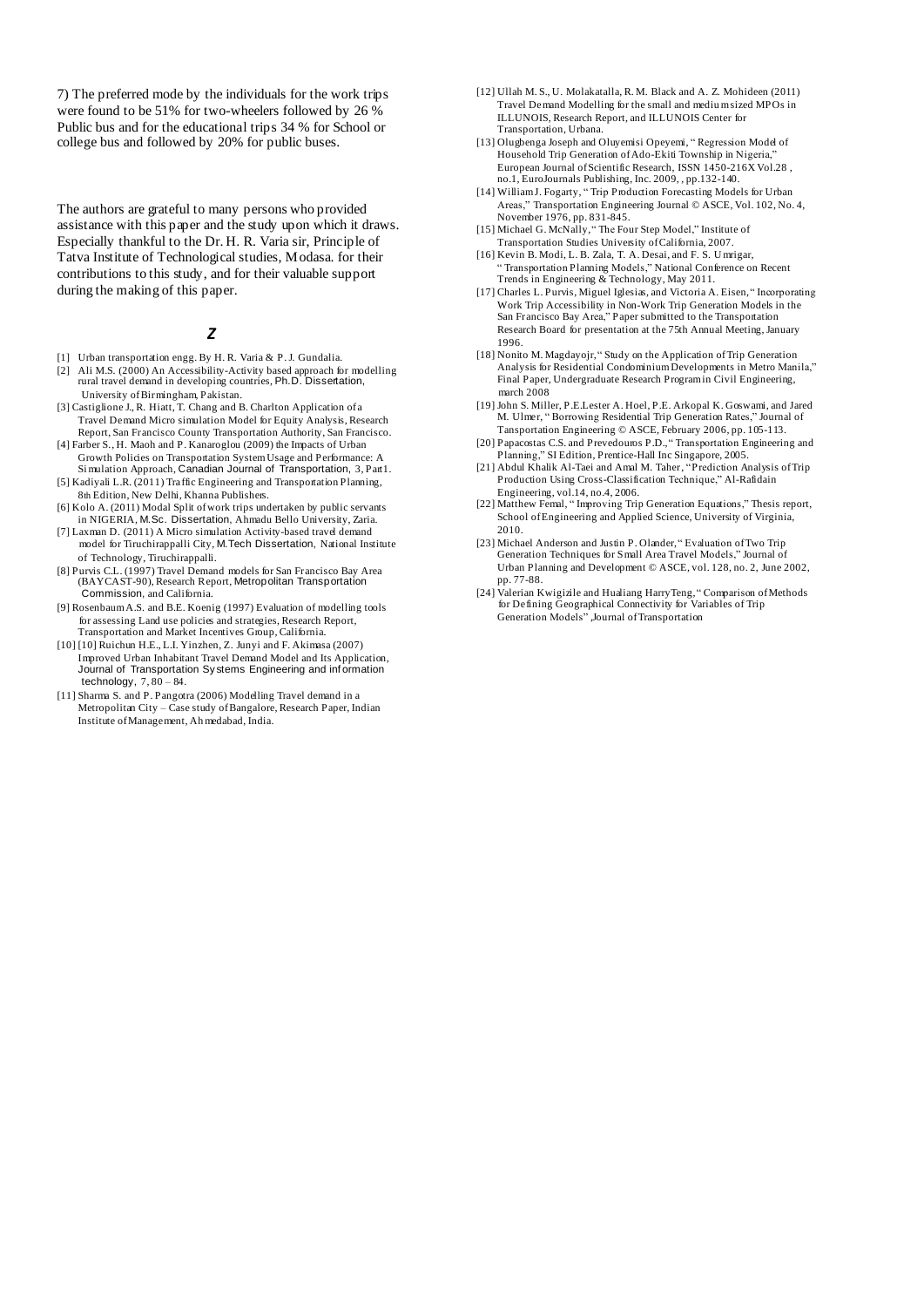7) The preferred mode by the individuals for the work trips were found to be 51% for two-wheelers followed by 26 % Public bus and for the educational trips 34 % for School or college bus and followed by 20% for public buses.

The authors are grateful to many persons who provided assistance with this paper and the study upon which it draws. Especially thankful to the Dr. H. R. Varia sir, Principle of Tatva Institute of Technological studies, Modasa. for their contributions to this study, and for their valuable support during the making of this paper.

*Z*

[1] Urban transportation engg. By H. R. Varia & P. J. Gundalia.

[2] Ali M.S. (2000) An Accessibility-Activity based approach for modelling rural travel demand in developing countries, Ph.D. Dissertation, University of Birmingham, Pakistan.

[3] Castiglione J., R. Hiatt, T. Chang and B. Charlton Application of a Travel Demand Micro simulation Model for Equity Analysis, Research Report, San Francisco County Transportation Authority, San Francisco.

[4] Farber S., H. Maoh and P. Kanaroglou (2009) the Impacts of Urban Growth Policies on Transportation System Usage and Performance: A Simulation Approach, Canadian Journal of Transportation, 3, Part1.

[5] Kadiyali L.R. (2011) Traffic Engineering and Transportation Planning, 8th Edition, New Delhi, Khanna Publishers.

[6] Kolo A. (2011) Modal Split of work trips undertaken by public servants in NIGERIA, M.Sc. Dissertation, Ahmadu Bello University, Zaria.

[7] Laxman D. (2011) A Micro simulation Activity-based travel demand model for Tiruchirappalli City, M.Tech Dissertation, National Institute of Technology, Tiruchirappalli.

[8] Purvis C.L. (1997) Travel Demand models for San Francisco Bay Area (BAYCAST-90), Research Report, Metropolitan Transportation Commission, and California.

[9] Rosenbaum A.S. and B.E. Koenig (1997) Evaluation of modelling tools for assessing Land use policies and strategies, Research Report, Transportation and Market Incentives Group, California.

[10] [10] Ruichun H.E., L.I. Yinzhen, Z. Junyi and F. Akimasa (2007) Improved Urban Inhabitant Travel Demand Model and Its Application, Journal of Transportation Systems Engineering and information technology, 7, 80 – 84.

[11] Sharma S. and P. Pangotra (2006) Modelling Travel demand in a Metropolitan City – Case study of Bangalore, Research Paper, Indian Institute of Management, Ahmedabad, India.

[12] Ullah M. S., U. Molakatalla, R. M. Black and A. Z. Mohideen (2011) Travel Demand Modelling for the small and medium sized MPOs in ILLUNOIS, Research Report, and ILLUNOIS Center for Transportation, Urbana.

[13] Olugbenga Joseph and Oluyemisi Opeyemi, " Regression Model of Household Trip Generation of Ado-Ekiti Township in Nigeria," European Journal of Scientific Research, ISSN 1450-216X Vol.28 , no.1, EuroJournals Publishing, Inc. 2009, , pp.132-140.

[14] William J. Fogarty, " Trip Production Forecasting Models for Urban Areas," Transportation Engineering Journal © ASCE, Vol. 102, No. 4, November 1976, pp. 831-845.

[15] Michael G. McNally, " The Four Step Model," Institute of Transportation Studies University of California, 2007.

[16] Kevin B. Modi, L. B. Zala, T. A. Desai, and F. S. Umrigar, " Transportation Planning Models," National Conference on Recent Trends in Engineering & Technology, May 2011.

[17] Charles L. Purvis, Miguel Iglesias, and Victoria A. Eisen, " Incorporating Work Trip Accessibility in Non-Work Trip Generation Models in the San Francisco Bay Area," Paper submitted to the Transportation Research Board for presentation at the 75th Annual Meeting, January 1996.

[18] Nonito M. Magdayojr, " Study on the Application of Trip Generation Analysis for Residential Condominium Developments in Metro Manila," Final Paper, Undergraduate Research Program in Civil Engineering, march 2008

[19] John S. Miller, P.E.Lester A. Hoel, P.E. Arkopal K. Goswami, and Jared M. Ulmer, " Borrowing Residential Trip Generation Rates," Journal of Tansportation Engineering © ASCE, February 2006, pp. 105-113.

[20] Papacostas C.S. and Prevedouros P.D., " Transportation Engineering and Planning," SI Edition, Prentice-Hall Inc Singapore, 2005.

[21] Abdul Khalik Al-Taei and Amal M. Taher, " Prediction Analysis of Trip Production Using Cross-Classification Technique," Al-Rafidain Engineering, vol.14, no.4, 2006.

[22] Matthew Femal, " Improving Trip Generation Equations," Thesis report, School of Engineering and Applied Science, University of Virginia, 2010.

[23] Michael Anderson and Justin P. Olander, " Evaluation of Two Trip Generation Techniques for Small Area Travel Models," Journal of Urban Planning and Development © ASCE, vol. 128, no. 2, June 2002, pp. 77-88.

[24] Valerian Kwigizile and Hualiang HarryTeng, " Comparison of Methods for Defining Geographical Connectivity for Variables of Trip Generation Models" ,Journal of Transportation